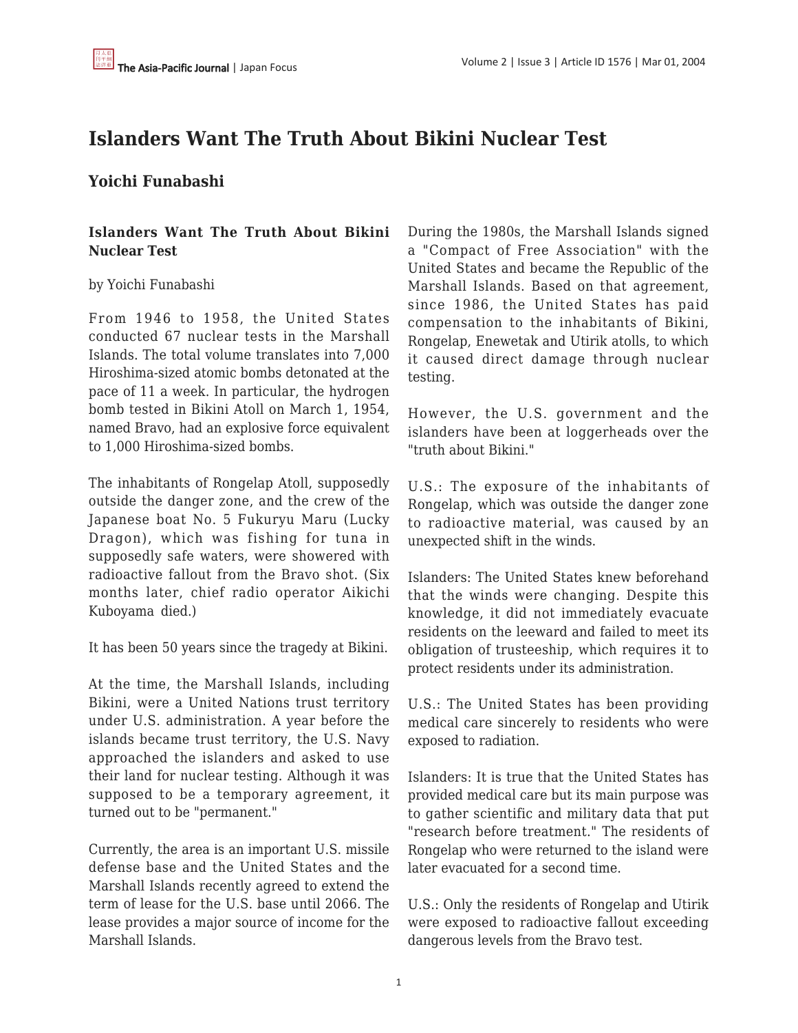# Islanders Want The Truth About Bikini Nuclear Test

## Yoichi Funabashi

**Islanders Want The Truth About Bikini Nuclear Test**

by Yoichi Funabashi

From 1946 to 1958, the United States conducted 67 nuclear tests in the Marshall Islands. The total volume translates into 7,000 Hiroshima-sized atomic bombs detonated at the pace of 11 a week. In particular, the hydrogen bomb tested in Bikini Atoll on March 1, 1954, named Bravo, had an explosive force equivalent to 1,000 Hiroshima-sized bombs.

The inhabitants of Rongelap Atoll, supposedly outside the danger zone, and the crew of the Japanese boat No. 5 Fukuryu Maru (Lucky Dragon), which was fishing for tuna in supposedly safe waters, were showered with radioactive fallout from the Bravo shot. (Six months later, chief radio operator Aikichi Kuboyama died.)

It has been 50 years since the tragedy at Bikini.

At the time, the Marshall Islands, including Bikini, were a United Nations trust territory under U.S. administration. A year before the islands became trust territory, the U.S. Navy approached the islanders and asked to use their land for nuclear testing. Although it was supposed to be a temporary agreement, it turned out to be "permanent."

Currently, the area is an important U.S. missile defense base and the United States and the Marshall Islands recently agreed to extend the term of lease for the U.S. base until 2066. The lease provides a major source of income for the Marshall Islands.

During the 1980s, the Marshall Islands signed a "Compact of Free Association" with the United States and became the Republic of the Marshall Islands. Based on that agreement, since 1986, the United States has paid compensation to the inhabitants of Bikini, Rongelap, Enewetak and Utirik atolls, to which it caused direct damage through nuclear testing.

However, the U.S. government and the islanders have been at loggerheads over the "truth about Bikini."

U.S.: The exposure of the inhabitants of Rongelap, which was outside the danger zone to radioactive material, was caused by an unexpected shift in the winds.

Islanders: The United States knew beforehand that the winds were changing. Despite this knowledge, it did not immediately evacuate residents on the leeward and failed to meet its obligation of trusteeship, which requires it to protect residents under its administration.

U.S.: The United States has been providing medical care sincerely to residents who were exposed to radiation.

Islanders: It is true that the United States has provided medical care but its main purpose was to gather scientific and military data that put "research before treatment." The residents of Rongelap who were returned to the island were later evacuated for a second time.

U.S.: Only the residents of Rongelap and Utirik were exposed to radioactive fallout exceeding dangerous levels from the Bravo test.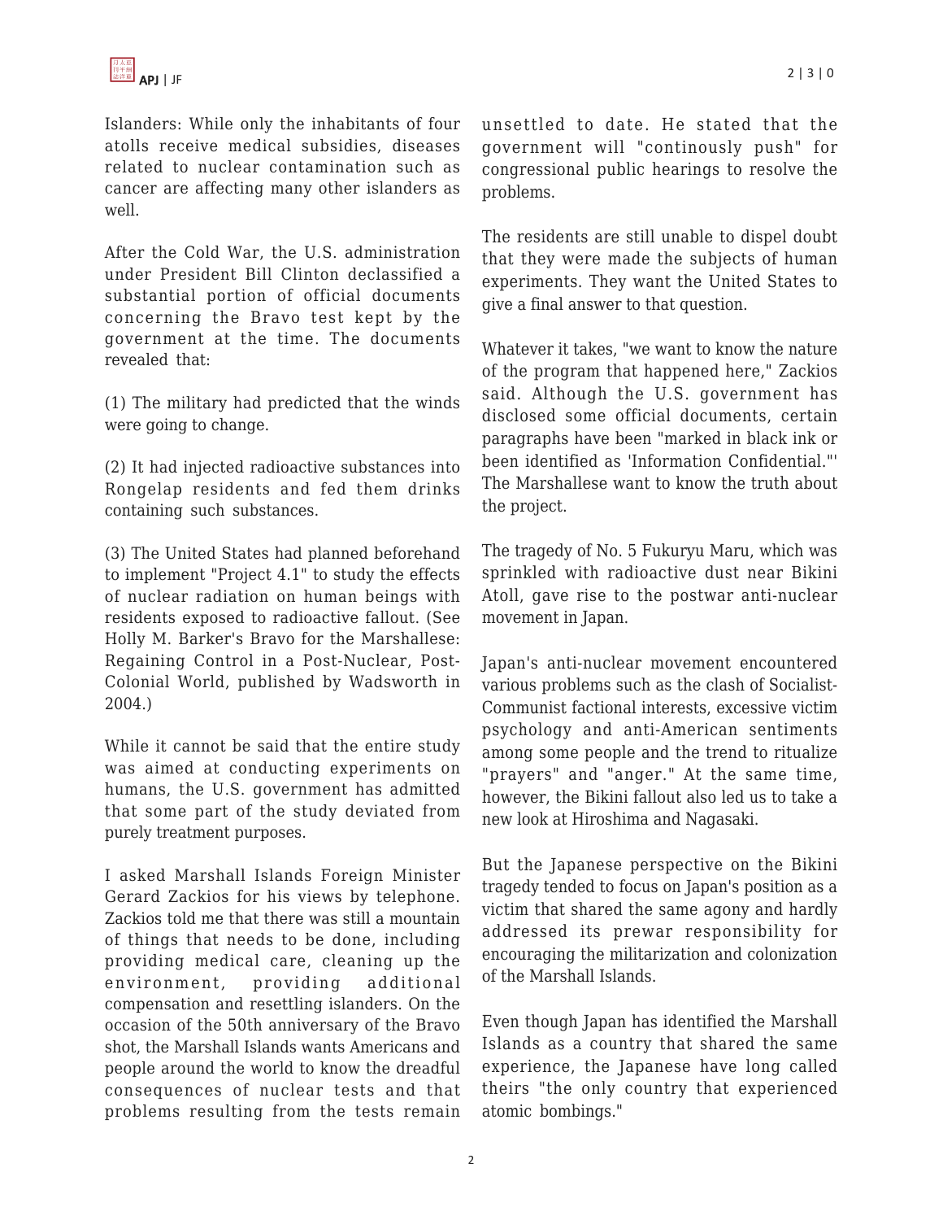Islanders: While only the inhabitants of four atolls receive medical subsidies, diseases related to nuclear contamination such as cancer are affecting many other islanders as well.

After the Cold War, the U.S. administration under President Bill Clinton declassified a substantial portion of official documents concerning the Bravo test kept by the government at the time. The documents revealed that:

(1) The military had predicted that the winds were going to change.

(2) It had injected radioactive substances into Rongelap residents and fed them drinks containing such substances.

(3) The United States had planned beforehand to implement "Project 4.1" to study the effects of nuclear radiation on human beings with residents exposed to radioactive fallout. (See Holly M. Barker's Bravo for the Marshallese: Regaining Control in a Post-Nuclear, Post-Colonial World, published by Wadsworth in 2004.)

While it cannot be said that the entire study was aimed at conducting experiments on humans, the U.S. government has admitted that some part of the study deviated from purely treatment purposes.

I asked Marshall Islands Foreign Minister Gerard Zackios for his views by telephone. Zackios told me that there was still a mountain of things that needs to be done, including providing medical care, cleaning up the environment, providing additional compensation and resettling islanders. On the occasion of the 50th anniversary of the Bravo shot, the Marshall Islands wants Americans and people around the world to know the dreadful consequences of nuclear tests and that problems resulting from the tests remain unsettled to date. He stated that the government will "continously push" for congressional public hearings to resolve the problems.

The residents are still unable to dispel doubt that they were made the subjects of human experiments. They want the United States to give a final answer to that question.

Whatever it takes, "we want to know the nature of the program that happened here," Zackios said. Although the U.S. government has disclosed some official documents, certain paragraphs have been "marked in black ink or been identified as 'Information Confidential."' The Marshallese want to know the truth about the project.

The tragedy of No. 5 Fukuryu Maru, which was sprinkled with radioactive dust near Bikini Atoll, gave rise to the postwar anti-nuclear movement in Japan.

Japan's anti-nuclear movement encountered various problems such as the clash of Socialist-Communist factional interests, excessive victim psychology and anti-American sentiments among some people and the trend to ritualize "prayers" and "anger." At the same time, however, the Bikini fallout also led us to take a new look at Hiroshima and Nagasaki.

But the Japanese perspective on the Bikini tragedy tended to focus on Japan's position as a victim that shared the same agony and hardly addressed its prewar responsibility for encouraging the militarization and colonization of the Marshall Islands.

Even though Japan has identified the Marshall Islands as a country that shared the same experience, the Japanese have long called theirs "the only country that experienced atomic bombings."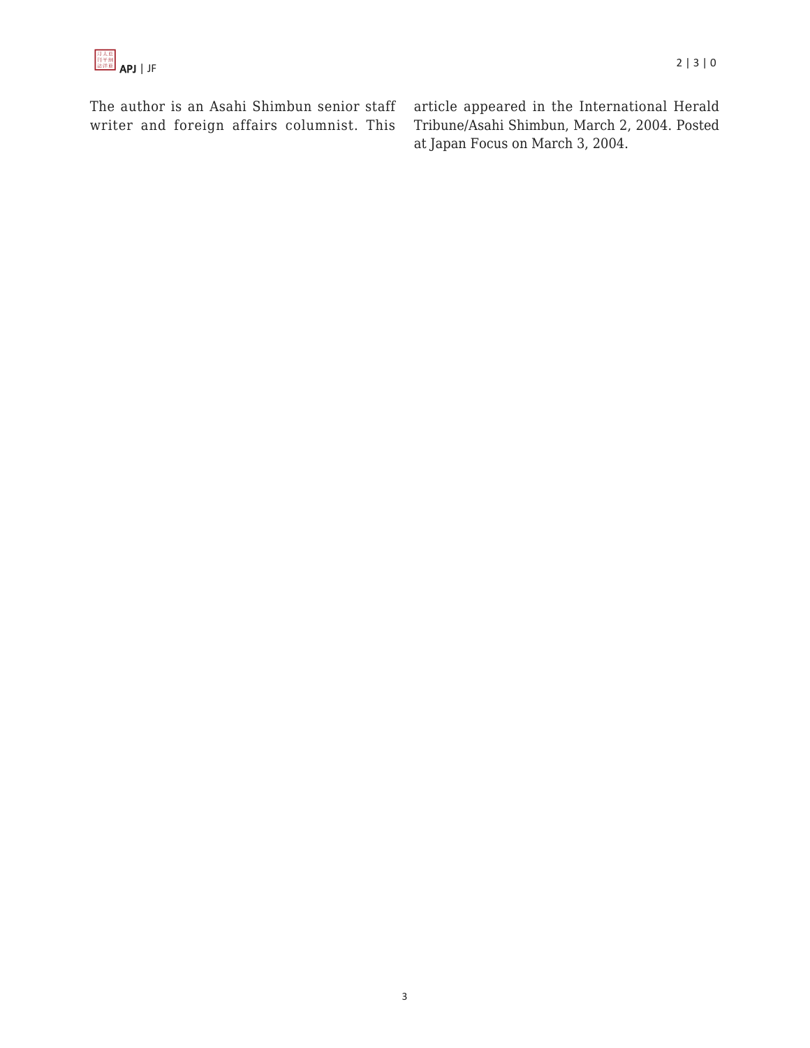The author is an Asahi Shimbun senior staff writer and foreign affairs columnist. This article appeared in the International Herald Tribune/Asahi Shimbun, March 2, 2004. Posted at Japan Focus on March 3, 2004.